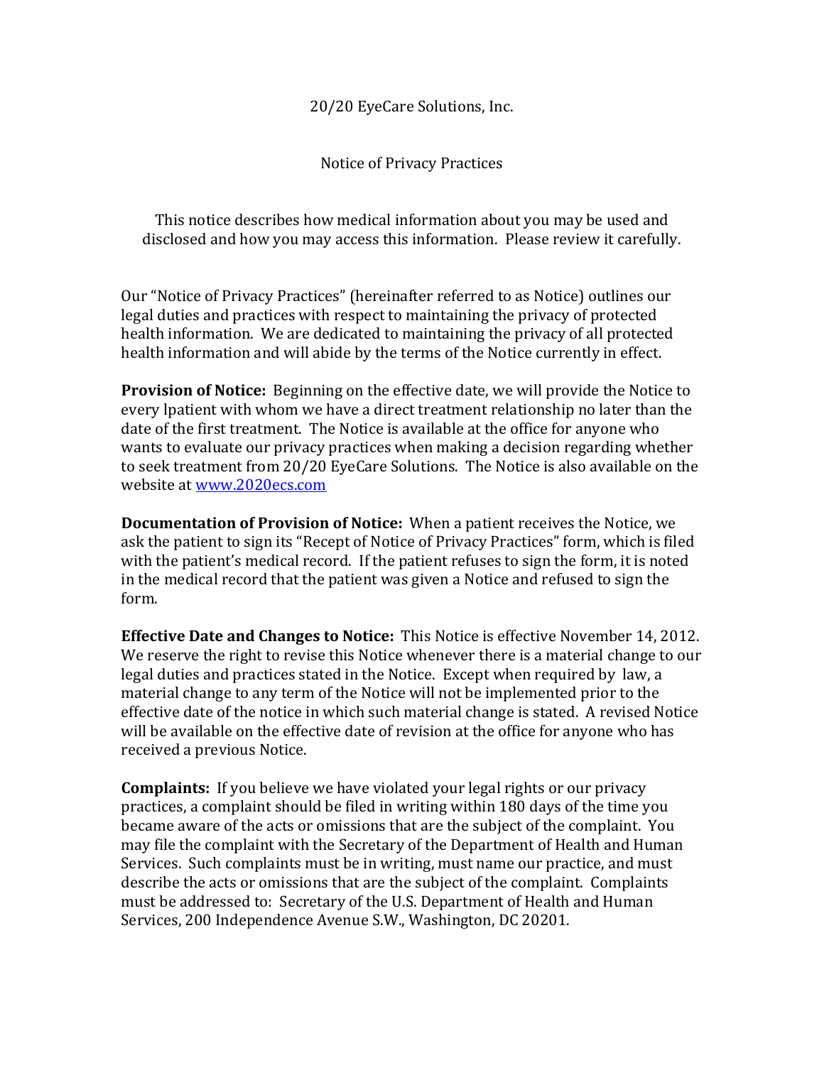# 20/20 EyeCare Solutions, Inc.

## Notice of Privacy Practices

This notice describes how medical information about you may be used and disclosed and how you may access this information. Please review it carefully.

Our "Notice of Privacy Practices" (hereinafter referred to as Notice) outlines our legal duties and practices with respect to maintaining the privacy of protected health information. We are dedicated to maintaining the privacy of all protected health information and will abide by the terms of the Notice currently in effect.

**Provision of Notice:** Beginning on the effective date, we will provide the Notice to every lpatient with whom we have a direct treatment relationship no later than the date of the first treatment. The Notice is available at the office for anyone who wants to evaluate our privacy practices when making a decision regarding whether to seek treatment from 20/20 EyeCare Solutions. The Notice is also available on the website at [www.2020ecs.com](http://www.2020ecs.com)

**Documentation of Provision of Notice:** When a patient receives the Notice, we ask the patient to sign its "Recept of Notice of Privacy Practices" form, which is filed with the patient's medical record. If the patient refuses to sign the form, it is noted in the medical record that the patient was given a Notice and refused to sign the form.

**Effective Date and Changes to Notice:** This Notice is effective November 14, 2012. We reserve the right to revise this Notice whenever there is a material change to our legal duties and practices stated in the Notice. Except when required by law, a material change to any term of the Notice will not be implemented prior to the effective date of the notice in which such material change is stated. A revised Notice will be available on the effective date of revision at the office for anyone who has received a previous Notice.

**Complaints:** If you believe we have violated your legal rights or our privacy practices, a complaint should be filed in writing within 180 days of the time you became aware of the acts or omissions that are the subject of the complaint. You may file the complaint with the Secretary of the Department of Health and Human Services. Such complaints must be in writing, must name our practice, and must describe the acts or omissions that are the subject of the complaint. Complaints must be addressed to: Secretary of the U.S. Department of Health and Human Services, 200 Independence Avenue S.W., Washington, DC 20201.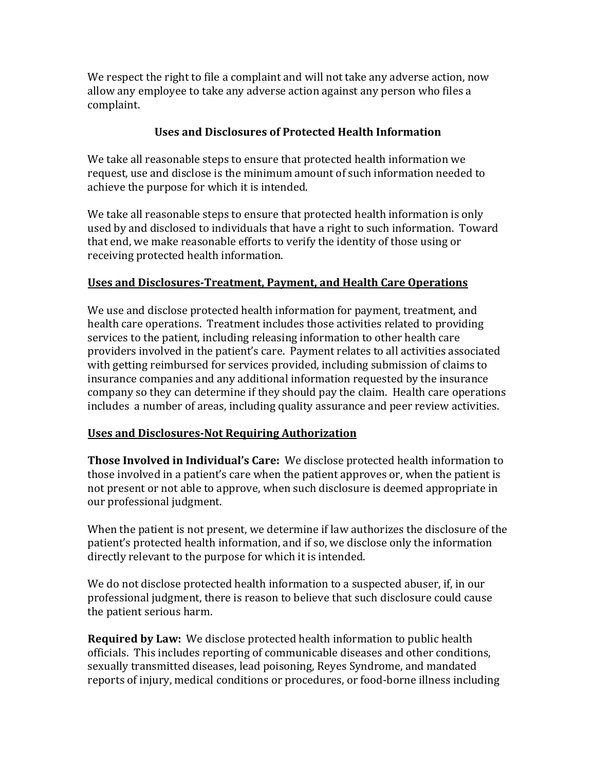We respect the right to file a complaint and will not take any adverse action, now allow any employee to take any adverse action against any person who files a complaint.

## Uses and Disclosures of Protected Health Information

We take all reasonable steps to ensure that protected health information we request, use and disclose is the minimum amount of such information needed to achieve the purpose for which it is intended.

We take all reasonable steps to ensure that protected health information is only used by and disclosed to individuals that have a right to such information. Toward that end, we make reasonable efforts to verify the identity of those using or receiving protected health information.

### Uses and Disclosures-Treatment, Payment, and Health Care Operations

We use and disclose protected health information for payment, treatment, and health care operations. Treatment includes those activities related to providing services to the patient, including releasing information to other health care providers involved in the patient's care. Payment relates to all activities associated with getting reimbursed for services provided, including submission of claims to insurance companies and any additional information requested by the insurance company so they can determine if they should pay the claim. Health care operations includes a number of areas, including quality assurance and peer review activities.

### Uses and Disclosures-Not Requiring Authorization

**Those Involved in Individual's Care:** We disclose protected health information to those involved in a patient's care when the patient approves or, when the patient is not present or not able to approve, when such disclosure is deemed appropriate in our professional judgment.

When the patient is not present, we determine if law authorizes the disclosure of the patient's protected health information, and if so, we disclose only the information directly relevant to the purpose for which it is intended.

We do not disclose protected health information to a suspected abuser, if, in our professional judgment, there is reason to believe that such disclosure could cause the patient serious harm.

**Required by Law:** We disclose protected health information to public health officials. This includes reporting of communicable diseases and other conditions, sexually transmitted diseases, lead poisoning, Reyes Syndrome, and mandated reports of injury, medical conditions or procedures, or food-borne illness including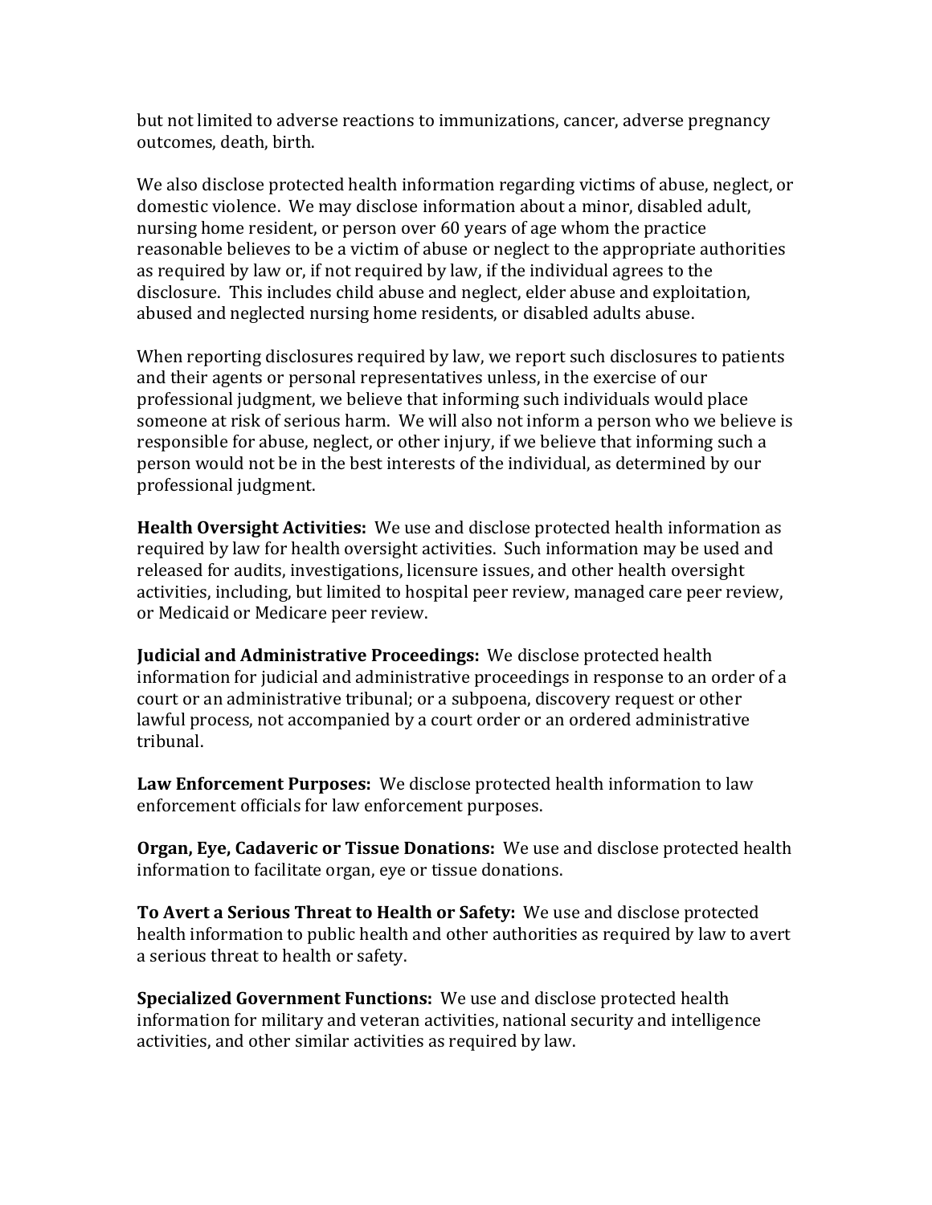but not limited to adverse reactions to immunizations, cancer, adverse pregnancy outcomes, death, birth.

We also disclose protected health information regarding victims of abuse, neglect, or domestic violence. We may disclose information about a minor, disabled adult, nursing home resident, or person over 60 years of age whom the practice reasonable believes to be a victim of abuse or neglect to the appropriate authorities as required by law or, if not required by law, if the individual agrees to the disclosure. This includes child abuse and neglect, elder abuse and exploitation, abused and neglected nursing home residents, or disabled adults abuse.

When reporting disclosures required by law, we report such disclosures to patients and their agents or personal representatives unless, in the exercise of our professional judgment, we believe that informing such individuals would place someone at risk of serious harm. We will also not inform a person who we believe is responsible for abuse, neglect, or other injury, if we believe that informing such a person would not be in the best interests of the individual, as determined by our professional judgment.

**Health Oversight Activities:** We use and disclose protected health information as required by law for health oversight activities. Such information may be used and released for audits, investigations, licensure issues, and other health oversight activities, including, but limited to hospital peer review, managed care peer review, or Medicaid or Medicare peer review.

**Judicial and Administrative Proceedings:** We disclose protected health information for judicial and administrative proceedings in response to an order of a court or an administrative tribunal; or a subpoena, discovery request or other lawful process, not accompanied by a court order or an ordered administrative tribunal.

**Law Enforcement Purposes:** We disclose protected health information to law enforcement officials for law enforcement purposes.

**Organ, Eye, Cadaveric or Tissue Donations:** We use and disclose protected health information to facilitate organ, eye or tissue donations.

**To Avert a Serious Threat to Health or Safety:** We use and disclose protected health information to public health and other authorities as required by law to avert a serious threat to health or safety.

**Specialized Government Functions:** We use and disclose protected health information for military and veteran activities, national security and intelligence activities, and other similar activities as required by law.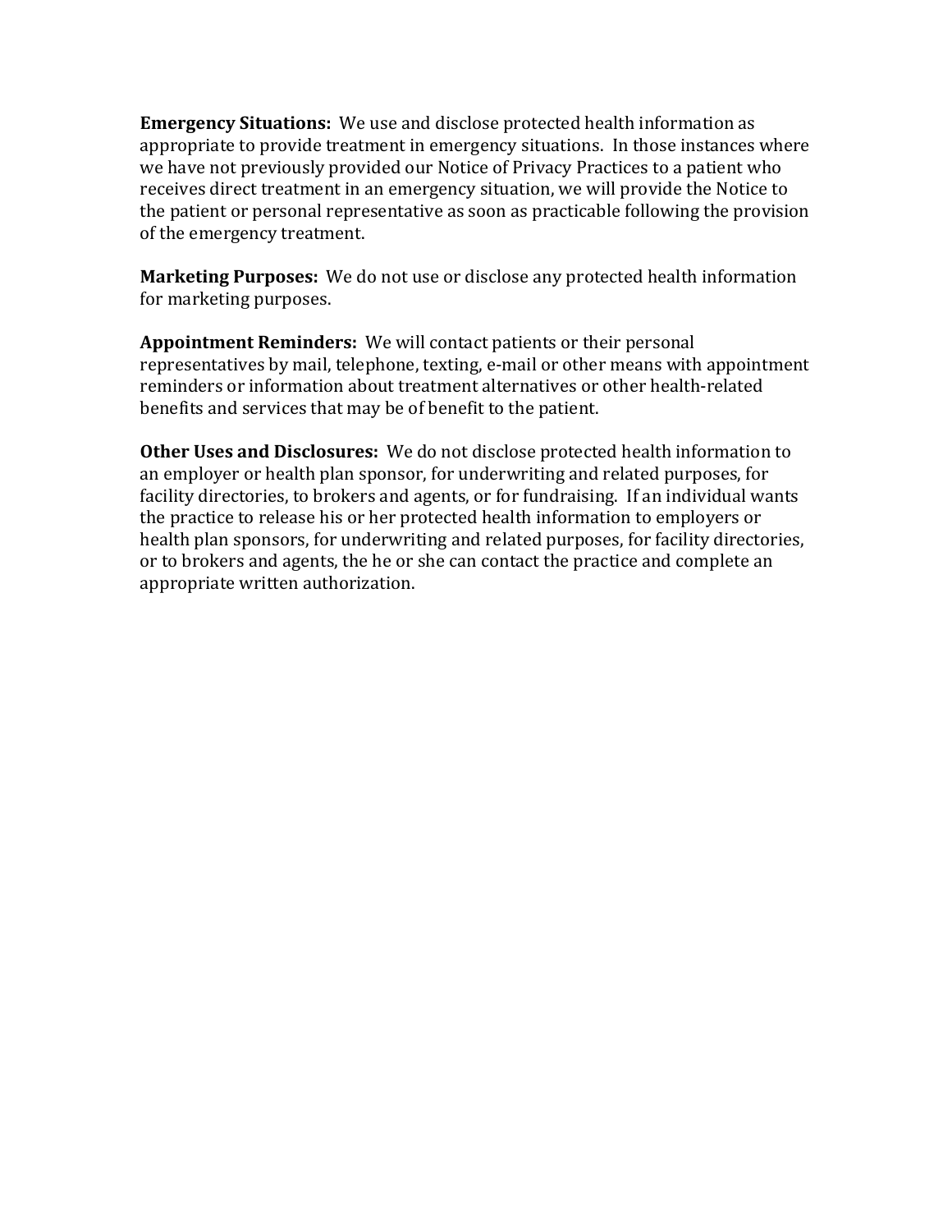**Emergency Situations:** We use and disclose protected health information as appropriate to provide treatment in emergency situations. In those instances where we have not previously provided our Notice of Privacy Practices to a patient who receives direct treatment in an emergency situation, we will provide the Notice to the patient or personal representative as soon as practicable following the provision of the emergency treatment.

**Marketing Purposes:** We do not use or disclose any protected health information for marketing purposes.

**Appointment Reminders:** We will contact patients or their personal representatives by mail, telephone, texting, e-mail or other means with appointment reminders or information about treatment alternatives or other health-related benefits and services that may be of benefit to the patient.

**Other Uses and Disclosures:** We do not disclose protected health information to an employer or health plan sponsor, for underwriting and related purposes, for facility directories, to brokers and agents, or for fundraising. If an individual wants the practice to release his or her protected health information to employers or health plan sponsors, for underwriting and related purposes, for facility directories, or to brokers and agents, the he or she can contact the practice and complete an appropriate written authorization.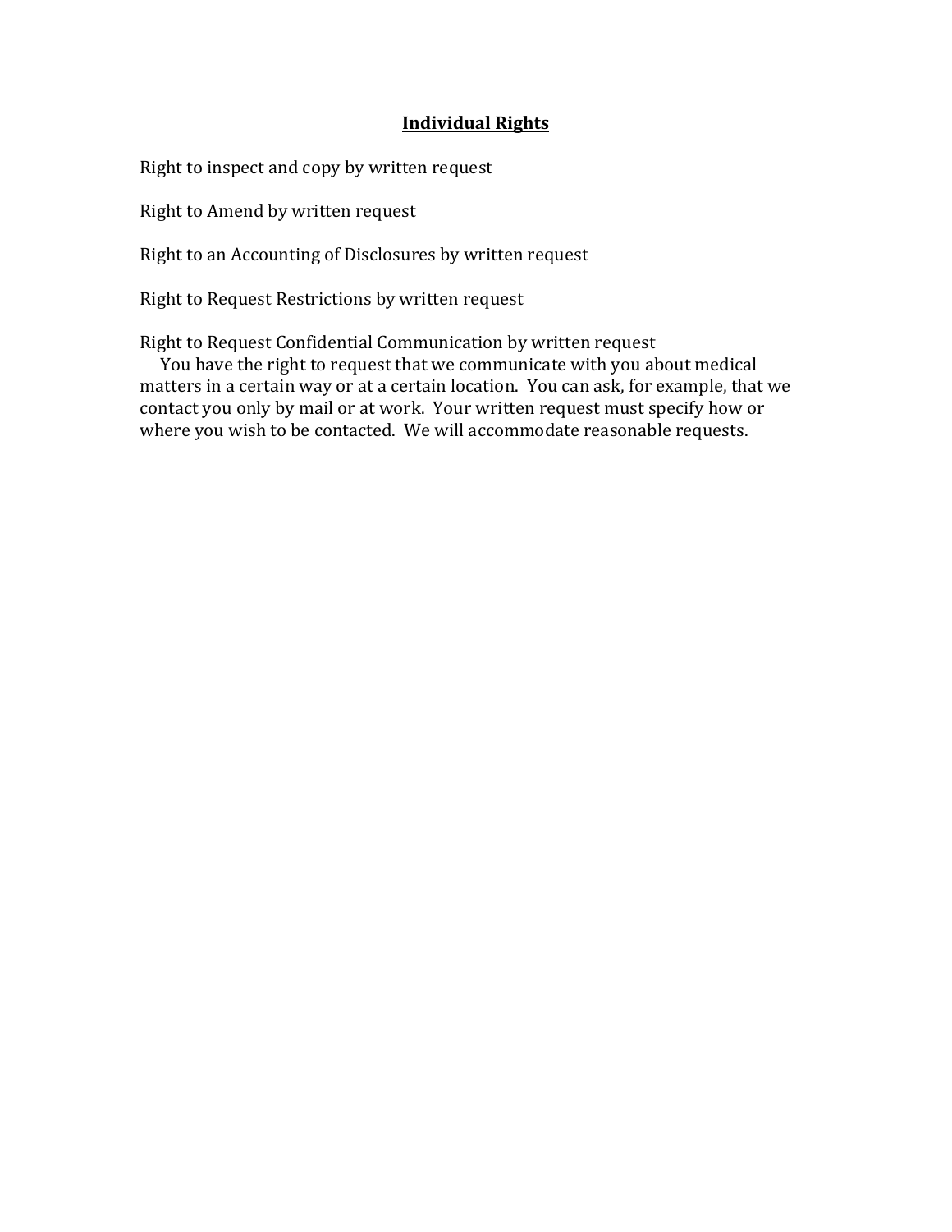## **Individual Rights**

Right to inspect and copy by written request

Right to Amend by written request

Right to an Accounting of Disclosures by written request

Right to Request Restrictions by written request

Right to Request Confidential Communication by written request
You have the right to request that we communicate with you about medical matters in a certain way or at a certain location. You can ask, for example, that we contact you only by mail or at work. Your written request must specify how or where you wish to be contacted. We will accommodate reasonable requests.